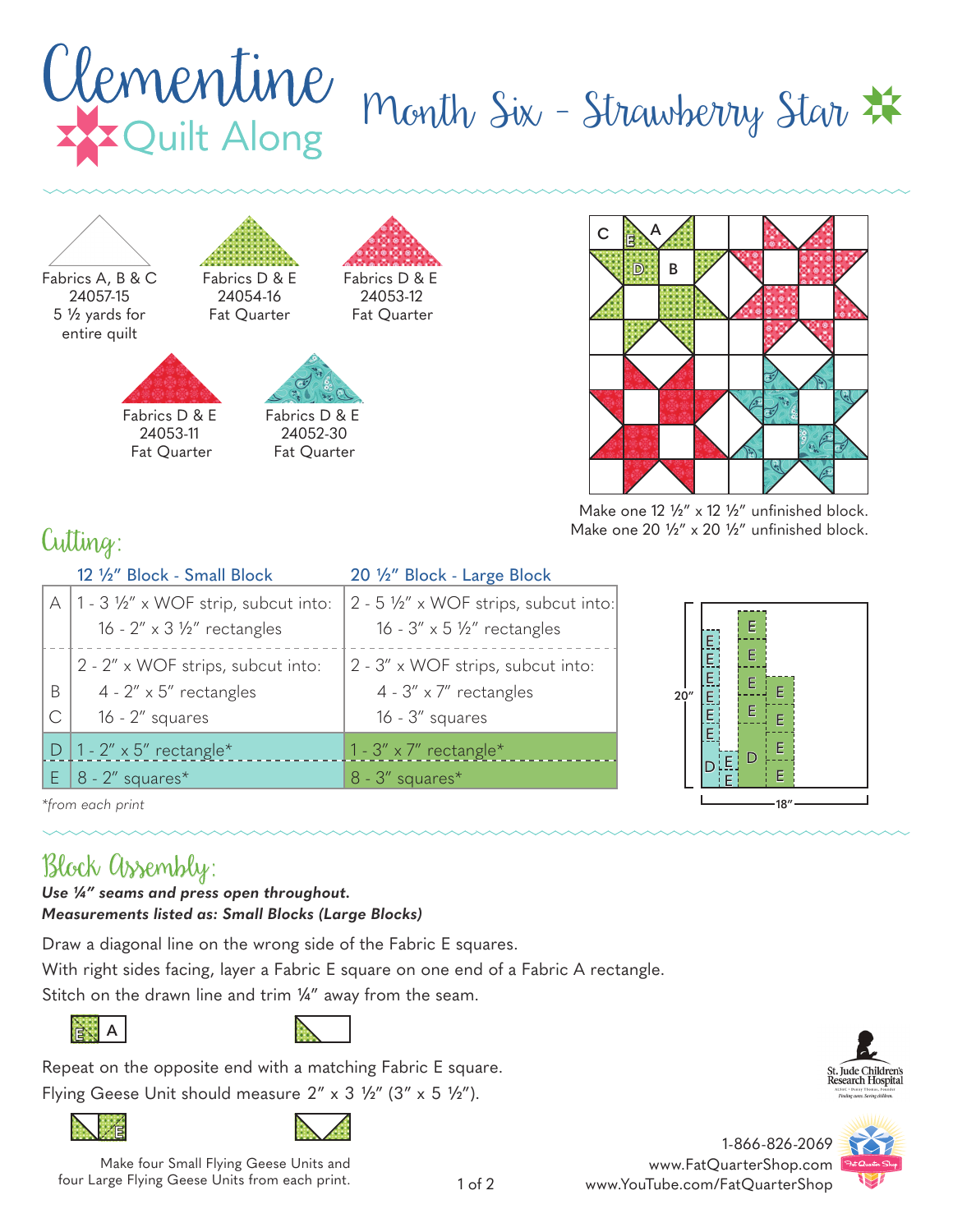# Clementine Quilt Along

## Month Six - Strawberry Star

Fabrics A, B & C
24057-15
5 ½ yards for entire quilt

Fabrics D & E
24054-16
Fat Quarter

Fabrics D & E
24053-12
Fat Quarter

Fabrics D & E
24053-11
Fat Quarter

Fabrics D & E
24052-30
Fat Quarter

Make one 12 ½" x 12 ½" unfinished block.
Make one 20 ½" x 20 ½" unfinished block.

## Cutting:

| | 12 ½" Block - Small Block | 20 ½" Block - Large Block |
|---|---|---|
| A | 1 - 3 ½" x WOF strip, subcut into: 16 - 2" x 3 ½" rectangles | 2 - 5 ½" x WOF strips, subcut into: 16 - 3" x 5 ½" rectangles |
| B C | 2 - 2" x WOF strips, subcut into: 4 - 2" x 5" rectangles 16 - 2" squares | 2 - 3" x WOF strips, subcut into: 4 - 3" x 7" rectangles 16 - 3" squares |
| D | 1 - 2" x 5" rectangle* | 1 - 3" x 7" rectangle* |
| E | 8 - 2" squares* | 8 - 3" squares* |

*from each print

20"
18"

## Block Assembly:

***Use ¼" seams and press open throughout.***
***Measurements listed as: Small Blocks (Large Blocks)***

Draw a diagonal line on the wrong side of the Fabric E squares.
With right sides facing, layer a Fabric E square on one end of a Fabric A rectangle.
Stitch on the drawn line and trim ¼" away from the seam.

Repeat on the opposite end with a matching Fabric E square.
Flying Geese Unit should measure 2" x 3 ½" (3" x 5 ½").

Make four Small Flying Geese Units and four Large Flying Geese Units from each print.

1-866-826-2069
www.FatQuarterShop.com
www.YouTube.com/FatQuarterShop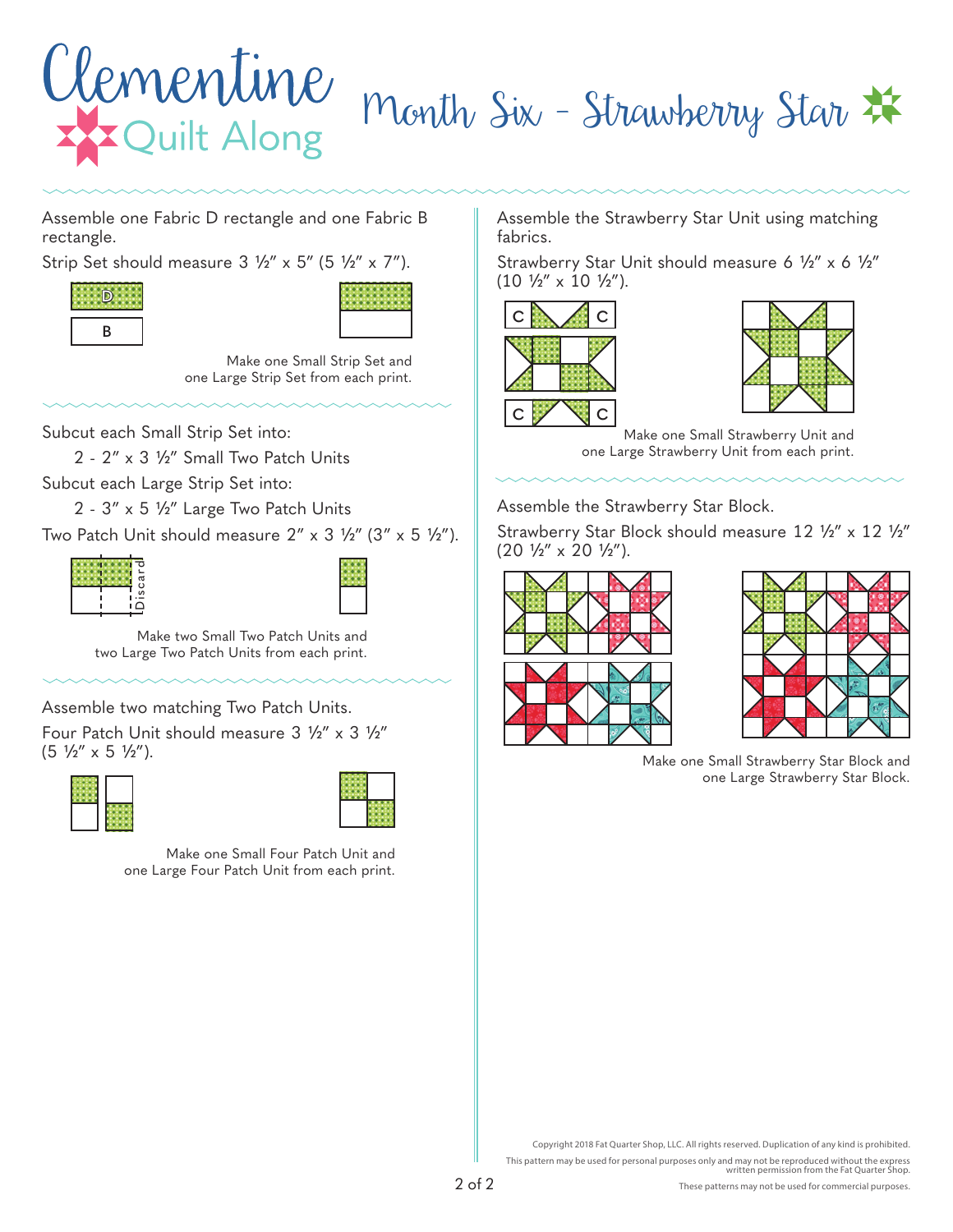# Clementine Quilt Along

## Month Six - Strawberry Star

Assemble one Fabric D rectangle and one Fabric B rectangle.

Strip Set should measure 3 ½″ x 5″ (5 ½″ x 7″).

D

B

Make one Small Strip Set and one Large Strip Set from each print.

Subcut each Small Strip Set into:

2 - 2″ x 3 ½″ Small Two Patch Units

Subcut each Large Strip Set into:

2 - 3″ x 5 ½″ Large Two Patch Units

Two Patch Unit should measure 2″ x 3 ½″ (3″ x 5 ½″).

Discard

Make two Small Two Patch Units and two Large Two Patch Units from each print.

Assemble two matching Two Patch Units.

Four Patch Unit should measure 3 ½″ x 3 ½″ (5 ½″ x 5 ½″).

Make one Small Four Patch Unit and one Large Four Patch Unit from each print.

Assemble the Strawberry Star Unit using matching fabrics.

Strawberry Star Unit should measure 6 ½″ x 6 ½″ (10 ½″ x 10 ½″).

C C

C C

Make one Small Strawberry Unit and one Large Strawberry Unit from each print.

Assemble the Strawberry Star Block.

Strawberry Star Block should measure 12 ½″ x 12 ½″ (20 ½″ x 20 ½″).

Make one Small Strawberry Star Block and one Large Strawberry Star Block.

Copyright 2018 Fat Quarter Shop, LLC. All rights reserved. Duplication of any kind is prohibited.

This pattern may be used for personal purposes only and may not be reproduced without the express written permission from the Fat Quarter Shop.

These patterns may not be used for commercial purposes.